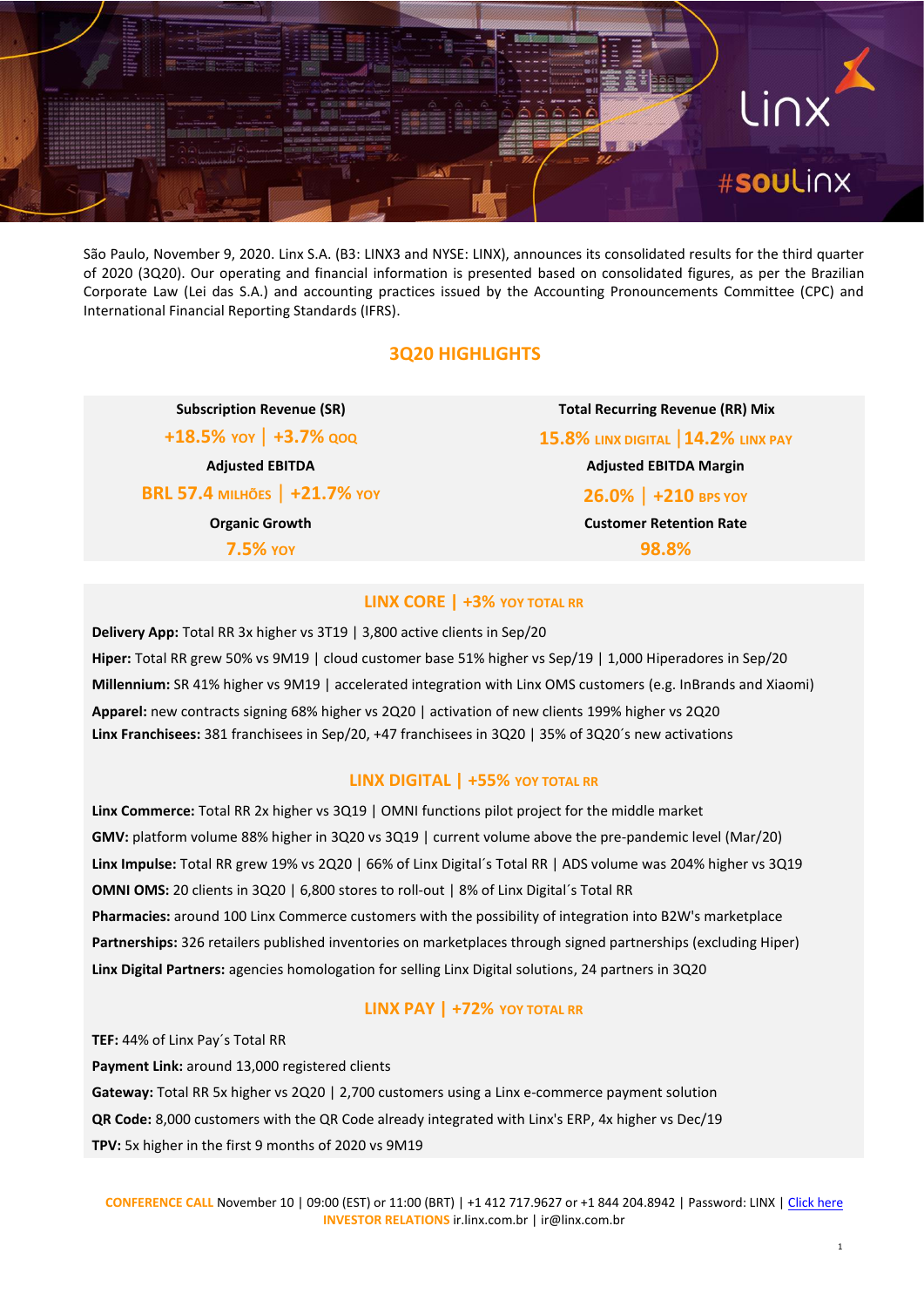São Paulo, November 9, 2020. Linx S.A. (B3: LINX3 and NYSE: LINX), announces its consolidated results for the third quarter of 2020 (3Q20). Our operating and financial information is presented based on consolidated figures, as per the Brazilian Corporate Law (Lei das S.A.) and accounting practices issued by the Accounting Pronouncements Committee (CPC) and International Financial Reporting Standards (IFRS).

## 3Q20 HIGHLIGHTS

| Subscription Revenue (SR) | Total Recurring Revenue (RR) Mix |
|---|---|
| +18.5% YOY \| +3.7% QOQ | 15.8% LINX DIGITAL \| 14.2% LINX PAY |
| **Adjusted EBITDA** | **Adjusted EBITDA Margin** |
| BRL 57.4 MILHÕES \| +21.7% YOY | 26.0% \| +210 BPS YOY |
| **Organic Growth** | **Customer Retention Rate** |
| 7.5% YOY | 98.8% |

### LINX CORE | +3% YOY TOTAL RR

**Delivery App:** Total RR 3x higher vs 3T19 | 3,800 active clients in Sep/20

**Hiper:** Total RR grew 50% vs 9M19 | cloud customer base 51% higher vs Sep/19 | 1,000 Hiperadores in Sep/20

**Millennium:** SR 41% higher vs 9M19 | accelerated integration with Linx OMS customers (e.g. InBrands and Xiaomi)

**Apparel:** new contracts signing 68% higher vs 2Q20 | activation of new clients 199% higher vs 2Q20

**Linx Franchisees:** 381 franchisees in Sep/20, +47 franchisees in 3Q20 | 35% of 3Q20´s new activations

### LINX DIGITAL | +55% YOY TOTAL RR

**Linx Commerce:** Total RR 2x higher vs 3Q19 | OMNI functions pilot project for the middle market

**GMV:** platform volume 88% higher in 3Q20 vs 3Q19 | current volume above the pre-pandemic level (Mar/20)

**Linx Impulse:** Total RR grew 19% vs 2Q20 | 66% of Linx Digital´s Total RR | ADS volume was 204% higher vs 3Q19

**OMNI OMS:** 20 clients in 3Q20 | 6,800 stores to roll-out | 8% of Linx Digital´s Total RR

**Pharmacies:** around 100 Linx Commerce customers with the possibility of integration into B2W's marketplace

**Partnerships:** 326 retailers published inventories on marketplaces through signed partnerships (excluding Hiper)

**Linx Digital Partners:** agencies homologation for selling Linx Digital solutions, 24 partners in 3Q20

### LINX PAY | +72% YOY TOTAL RR

**TEF:** 44% of Linx Pay´s Total RR

**Payment Link:** around 13,000 registered clients

**Gateway:** Total RR 5x higher vs 2Q20 | 2,700 customers using a Linx e-commerce payment solution

**QR Code:** 8,000 customers with the QR Code already integrated with Linx's ERP, 4x higher vs Dec/19

**TPV:** 5x higher in the first 9 months of 2020 vs 9M19

**CONFERENCE CALL** November 10 | 09:00 (EST) or 11:00 (BRT) | +1 412 717.9627 or +1 844 204.8942 | Password: LINX | Click here
**INVESTOR RELATIONS** ir.linx.com.br | ir@linx.com.br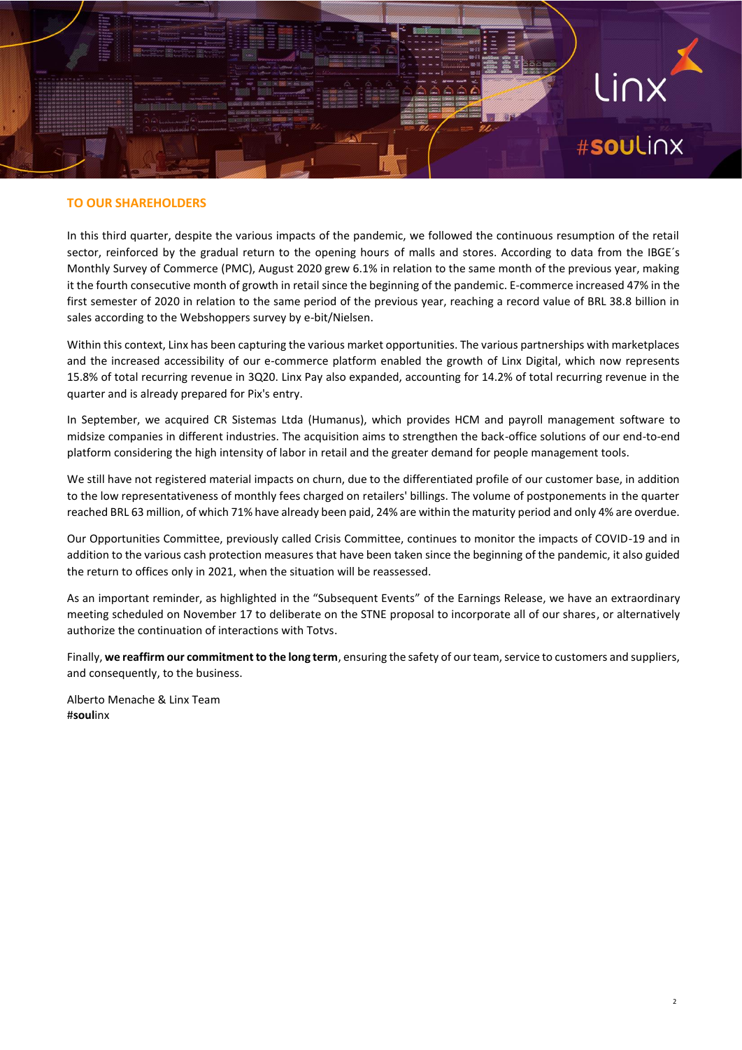## TO OUR SHAREHOLDERS

In this third quarter, despite the various impacts of the pandemic, we followed the continuous resumption of the retail sector, reinforced by the gradual return to the opening hours of malls and stores. According to data from the IBGE´s Monthly Survey of Commerce (PMC), August 2020 grew 6.1% in relation to the same month of the previous year, making it the fourth consecutive month of growth in retail since the beginning of the pandemic. E-commerce increased 47% in the first semester of 2020 in relation to the same period of the previous year, reaching a record value of BRL 38.8 billion in sales according to the Webshoppers survey by e-bit/Nielsen.

Within this context, Linx has been capturing the various market opportunities. The various partnerships with marketplaces and the increased accessibility of our e-commerce platform enabled the growth of Linx Digital, which now represents 15.8% of total recurring revenue in 3Q20. Linx Pay also expanded, accounting for 14.2% of total recurring revenue in the quarter and is already prepared for Pix's entry.

In September, we acquired CR Sistemas Ltda (Humanus), which provides HCM and payroll management software to midsize companies in different industries. The acquisition aims to strengthen the back-office solutions of our end-to-end platform considering the high intensity of labor in retail and the greater demand for people management tools.

We still have not registered material impacts on churn, due to the differentiated profile of our customer base, in addition to the low representativeness of monthly fees charged on retailers' billings. The volume of postponements in the quarter reached BRL 63 million, of which 71% have already been paid, 24% are within the maturity period and only 4% are overdue.

Our Opportunities Committee, previously called Crisis Committee, continues to monitor the impacts of COVID-19 and in addition to the various cash protection measures that have been taken since the beginning of the pandemic, it also guided the return to offices only in 2021, when the situation will be reassessed.

As an important reminder, as highlighted in the "Subsequent Events" of the Earnings Release, we have an extraordinary meeting scheduled on November 17 to deliberate on the STNE proposal to incorporate all of our shares, or alternatively authorize the continuation of interactions with Totvs.

Finally, **we reaffirm our commitment to the long term**, ensuring the safety of our team, service to customers and suppliers, and consequently, to the business.

Alberto Menache & Linx Team
#**soul**inx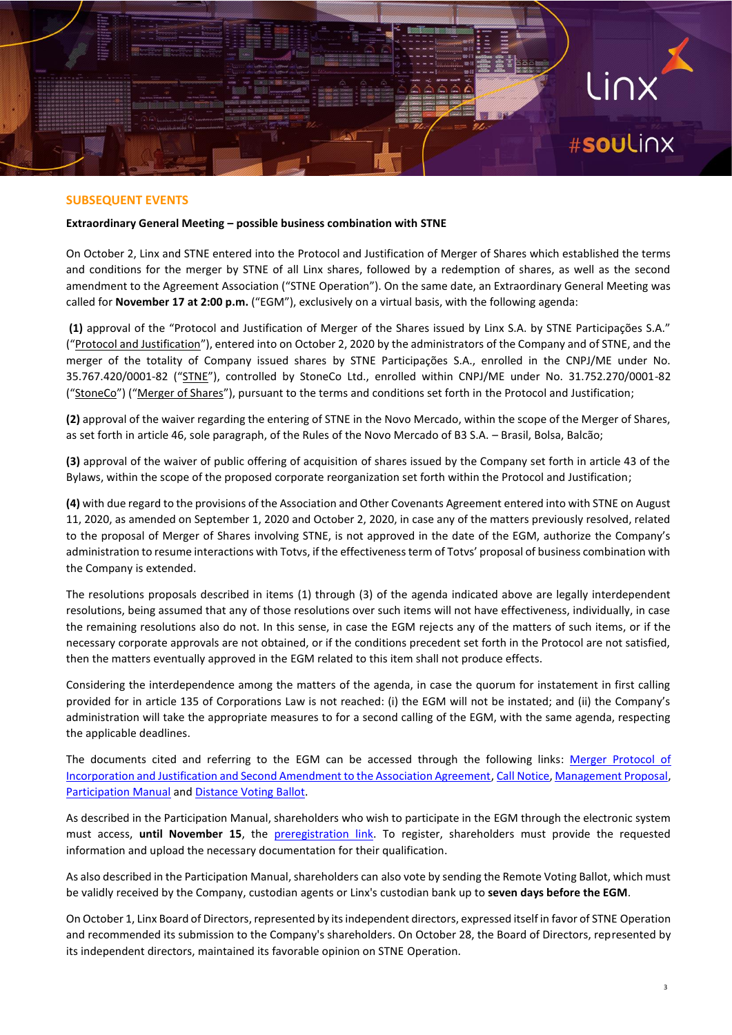## SUBSEQUENT EVENTS

**Extraordinary General Meeting – possible business combination with STNE**

On October 2, Linx and STNE entered into the Protocol and Justification of Merger of Shares which established the terms and conditions for the merger by STNE of all Linx shares, followed by a redemption of shares, as well as the second amendment to the Agreement Association ("STNE Operation"). On the same date, an Extraordinary General Meeting was called for **November 17 at 2:00 p.m.** ("EGM"), exclusively on a virtual basis, with the following agenda:

**(1)** approval of the "Protocol and Justification of Merger of the Shares issued by Linx S.A. by STNE Participações S.A." ("Protocol and Justification"), entered into on October 2, 2020 by the administrators of the Company and of STNE, and the merger of the totality of Company issued shares by STNE Participações S.A., enrolled in the CNPJ/ME under No. 35.767.420/0001-82 ("STNE"), controlled by StoneCo Ltd., enrolled within CNPJ/ME under No. 31.752.270/0001-82 ("StoneCo") ("Merger of Shares"), pursuant to the terms and conditions set forth in the Protocol and Justification;

**(2)** approval of the waiver regarding the entering of STNE in the Novo Mercado, within the scope of the Merger of Shares, as set forth in article 46, sole paragraph, of the Rules of the Novo Mercado of B3 S.A. – Brasil, Bolsa, Balcão;

**(3)** approval of the waiver of public offering of acquisition of shares issued by the Company set forth in article 43 of the Bylaws, within the scope of the proposed corporate reorganization set forth within the Protocol and Justification;

**(4)** with due regard to the provisions of the Association and Other Covenants Agreement entered into with STNE on August 11, 2020, as amended on September 1, 2020 and October 2, 2020, in case any of the matters previously resolved, related to the proposal of Merger of Shares involving STNE, is not approved in the date of the EGM, authorize the Company's administration to resume interactions with Totvs, if the effectiveness term of Totvs' proposal of business combination with the Company is extended.

The resolutions proposals described in items (1) through (3) of the agenda indicated above are legally interdependent resolutions, being assumed that any of those resolutions over such items will not have effectiveness, individually, in case the remaining resolutions also do not. In this sense, in case the EGM rejects any of the matters of such items, or if the necessary corporate approvals are not obtained, or if the conditions precedent set forth in the Protocol are not satisfied, then the matters eventually approved in the EGM related to this item shall not produce effects.

Considering the interdependence among the matters of the agenda, in case the quorum for instatement in first calling provided for in article 135 of Corporations Law is not reached: (i) the EGM will not be instated; and (ii) the Company's administration will take the appropriate measures to for a second calling of the EGM, with the same agenda, respecting the applicable deadlines.

The documents cited and referring to the EGM can be accessed through the following links: Merger Protocol of Incorporation and Justification and Second Amendment to the Association Agreement, Call Notice, Management Proposal, Participation Manual and Distance Voting Ballot.

As described in the Participation Manual, shareholders who wish to participate in the EGM through the electronic system must access, **until November 15**, the preregistration link. To register, shareholders must provide the requested information and upload the necessary documentation for their qualification.

As also described in the Participation Manual, shareholders can also vote by sending the Remote Voting Ballot, which must be validly received by the Company, custodian agents or Linx's custodian bank up to **seven days before the EGM**.

On October 1, Linx Board of Directors, represented by its independent directors, expressed itself in favor of STNE Operation and recommended its submission to the Company's shareholders. On October 28, the Board of Directors, represented by its independent directors, maintained its favorable opinion on STNE Operation.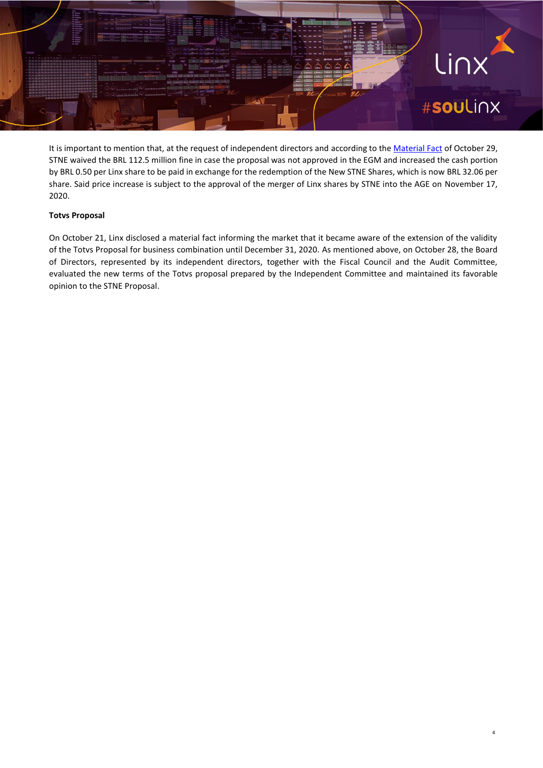It is important to mention that, at the request of independent directors and according to the Material Fact of October 29, STNE waived the BRL 112.5 million fine in case the proposal was not approved in the EGM and increased the cash portion by BRL 0.50 per Linx share to be paid in exchange for the redemption of the New STNE Shares, which is now BRL 32.06 per share. Said price increase is subject to the approval of the merger of Linx shares by STNE into the AGE on November 17, 2020.

**Totvs Proposal**

On October 21, Linx disclosed a material fact informing the market that it became aware of the extension of the validity of the Totvs Proposal for business combination until December 31, 2020. As mentioned above, on October 28, the Board of Directors, represented by its independent directors, together with the Fiscal Council and the Audit Committee, evaluated the new terms of the Totvs proposal prepared by the Independent Committee and maintained its favorable opinion to the STNE Proposal.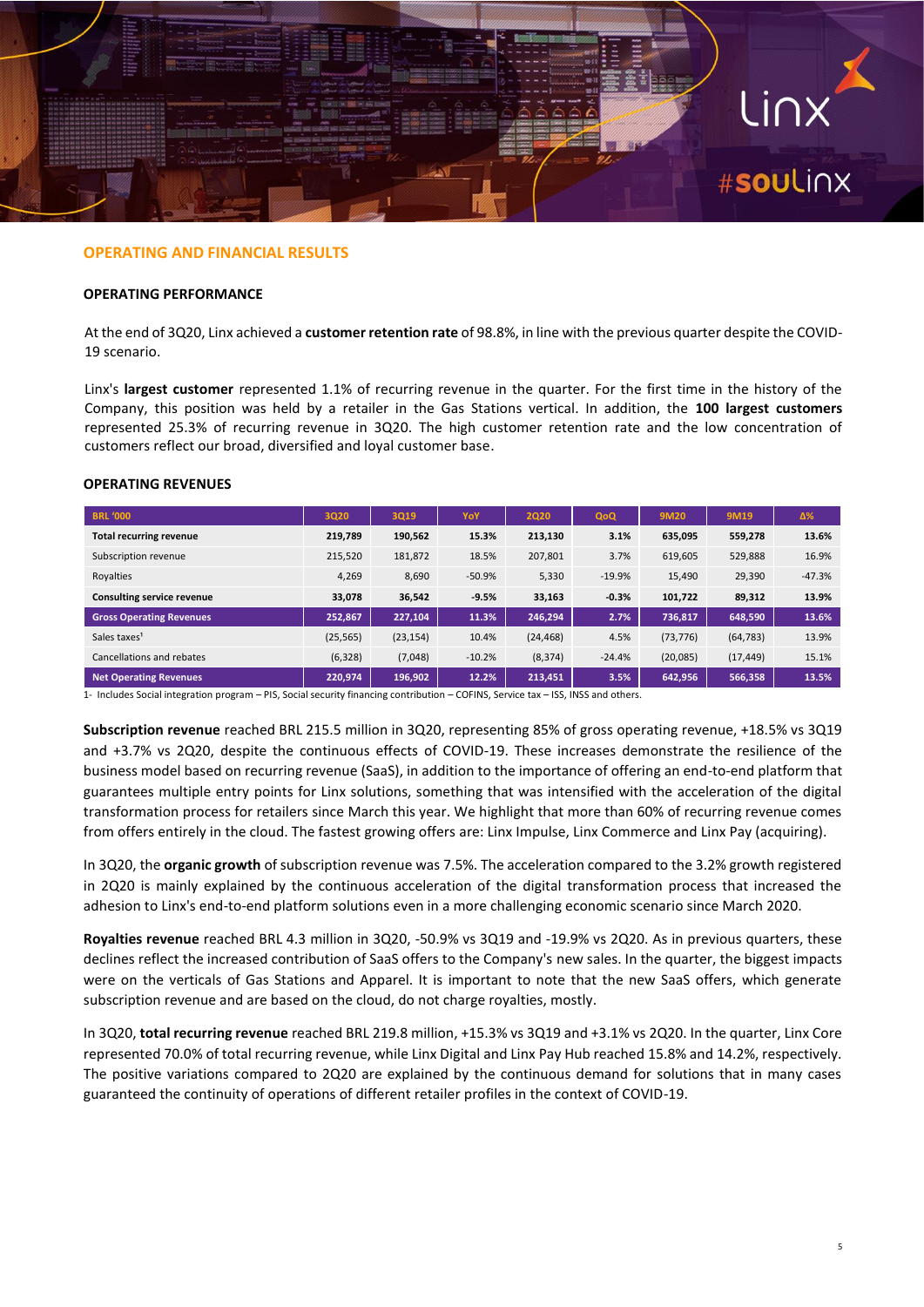## OPERATING AND FINANCIAL RESULTS

### OPERATING PERFORMANCE

At the end of 3Q20, Linx achieved a **customer retention rate** of 98.8%, in line with the previous quarter despite the COVID-19 scenario.

Linx's **largest customer** represented 1.1% of recurring revenue in the quarter. For the first time in the history of the Company, this position was held by a retailer in the Gas Stations vertical. In addition, the **100 largest customers** represented 25.3% of recurring revenue in 3Q20. The high customer retention rate and the low concentration of customers reflect our broad, diversified and loyal customer base.

### OPERATING REVENUES

| BRL '000 | 3Q20 | 3Q19 | YoY | 2Q20 | QoQ | 9M20 | 9M19 | Δ% |
|---|---|---|---|---|---|---|---|---|
| **Total recurring revenue** | **219,789** | **190,562** | **15.3%** | **213,130** | **3.1%** | **635,095** | **559,278** | **13.6%** |
| Subscription revenue | 215,520 | 181,872 | 18.5% | 207,801 | 3.7% | 619,605 | 529,888 | 16.9% |
| Royalties | 4,269 | 8,690 | -50.9% | 5,330 | -19.9% | 15,490 | 29,390 | -47.3% |
| **Consulting service revenue** | **33,078** | **36,542** | **-9.5%** | **33,163** | **-0.3%** | **101,722** | **89,312** | **13.9%** |
| **Gross Operating Revenues** | **252,867** | **227,104** | **11.3%** | **246,294** | **2.7%** | **736,817** | **648,590** | **13.6%** |
| Sales taxes[1] | (25,565) | (23,154) | 10.4% | (24,468) | 4.5% | (73,776) | (64,783) | 13.9% |
| Cancellations and rebates | (6,328) | (7,048) | -10.2% | (8,374) | -24.4% | (20,085) | (17,449) | 15.1% |
| **Net Operating Revenues** | **220,974** | **196,902** | **12.2%** | **213,451** | **3.5%** | **642,956** | **566,358** | **13.5%** |

1- Includes Social integration program – PIS, Social security financing contribution – COFINS, Service tax – ISS, INSS and others.

**Subscription revenue** reached BRL 215.5 million in 3Q20, representing 85% of gross operating revenue, +18.5% vs 3Q19 and +3.7% vs 2Q20, despite the continuous effects of COVID-19. These increases demonstrate the resilience of the business model based on recurring revenue (SaaS), in addition to the importance of offering an end-to-end platform that guarantees multiple entry points for Linx solutions, something that was intensified with the acceleration of the digital transformation process for retailers since March this year. We highlight that more than 60% of recurring revenue comes from offers entirely in the cloud. The fastest growing offers are: Linx Impulse, Linx Commerce and Linx Pay (acquiring).

In 3Q20, the **organic growth** of subscription revenue was 7.5%. The acceleration compared to the 3.2% growth registered in 2Q20 is mainly explained by the continuous acceleration of the digital transformation process that increased the adhesion to Linx's end-to-end platform solutions even in a more challenging economic scenario since March 2020.

**Royalties revenue** reached BRL 4.3 million in 3Q20, -50.9% vs 3Q19 and -19.9% vs 2Q20. As in previous quarters, these declines reflect the increased contribution of SaaS offers to the Company's new sales. In the quarter, the biggest impacts were on the verticals of Gas Stations and Apparel. It is important to note that the new SaaS offers, which generate subscription revenue and are based on the cloud, do not charge royalties, mostly.

In 3Q20, **total recurring revenue** reached BRL 219.8 million, +15.3% vs 3Q19 and +3.1% vs 2Q20. In the quarter, Linx Core represented 70.0% of total recurring revenue, while Linx Digital and Linx Pay Hub reached 15.8% and 14.2%, respectively. The positive variations compared to 2Q20 are explained by the continuous demand for solutions that in many cases guaranteed the continuity of operations of different retailer profiles in the context of COVID-19.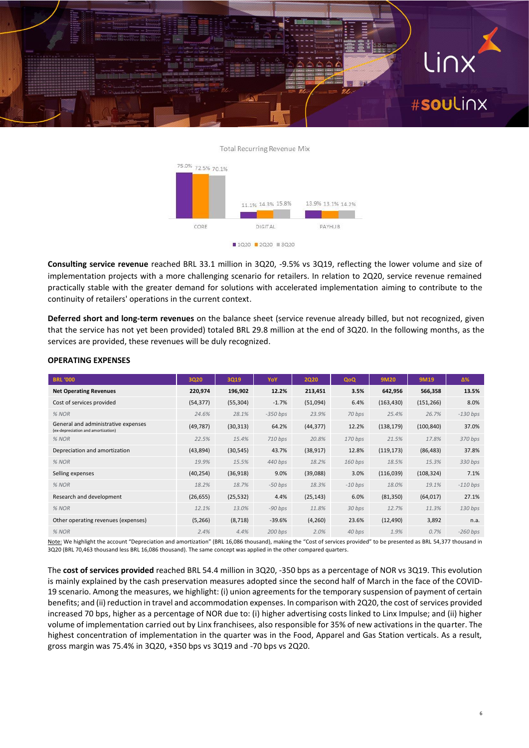Total Recurring Revenue Mix

| | 1Q20 | 2Q20 | 3Q20 |
|---|---|---|---|
| CORE | 75.0% | 72.5% | 70.1% |
| DIGITAL | 11.1% | 14.3% | 15.8% |
| PAYHUB | 13.9% | 13.1% | 14.2% |

**Consulting service revenue** reached BRL 33.1 million in 3Q20, -9.5% vs 3Q19, reflecting the lower volume and size of implementation projects with a more challenging scenario for retailers. In relation to 2Q20, service revenue remained practically stable with the greater demand for solutions with accelerated implementation aiming to contribute to the continuity of retailers' operations in the current context.

**Deferred short and long-term revenues** on the balance sheet (service revenue already billed, but not recognized, given that the service has not yet been provided) totaled BRL 29.8 million at the end of 3Q20. In the following months, as the services are provided, these revenues will be duly recognized.

**OPERATING EXPENSES**

| BRL '000 | 3Q20 | 3Q19 | YoY | 2Q20 | QoQ | 9M20 | 9M19 | Δ% |
|---|---|---|---|---|---|---|---|---|
| **Net Operating Revenues** | **220,974** | **196,902** | **12.2%** | **213,451** | **3.5%** | **642,956** | **566,358** | **13.5%** |
| Cost of services provided | (54,377) | (55,304) | -1.7% | (51,094) | 6.4% | (163,430) | (151,266) | 8.0% |
| *% NOR* | *24.6%* | *28.1%* | *-350 bps* | *23.9%* | *70 bps* | *25.4%* | *26.7%* | *-130 bps* |
| General and administrative expenses (ex-depreciation and amortization) | (49,787) | (30,313) | 64.2% | (44,377) | 12.2% | (138,179) | (100,840) | 37.0% |
| *% NOR* | *22.5%* | *15.4%* | *710 bps* | *20.8%* | *170 bps* | *21.5%* | *17.8%* | *370 bps* |
| Depreciation and amortization | (43,894) | (30,545) | 43.7% | (38,917) | 12.8% | (119,173) | (86,483) | 37.8% |
| *% NOR* | *19.9%* | *15.5%* | *440 bps* | *18.2%* | *160 bps* | *18.5%* | *15.3%* | *330 bps* |
| Selling expenses | (40,254) | (36,918) | 9.0% | (39,088) | 3.0% | (116,039) | (108,324) | 7.1% |
| *% NOR* | *18.2%* | *18.7%* | *-50 bps* | *18.3%* | *-10 bps* | *18.0%* | *19.1%* | *-110 bps* |
| Research and development | (26,655) | (25,532) | 4.4% | (25,143) | 6.0% | (81,350) | (64,017) | 27.1% |
| *% NOR* | *12.1%* | *13.0%* | *-90 bps* | *11.8%* | *30 bps* | *12.7%* | *11.3%* | *130 bps* |
| Other operating revenues (expenses) | (5,266) | (8,718) | -39.6% | (4,260) | 23.6% | (12,490) | 3,892 | n.a. |
| *% NOR* | *2.4%* | *4.4%* | *200 bps* | *2.0%* | *40 bps* | *1.9%* | *0.7%* | *-260 bps* |

Note: We highlight the account "Depreciation and amortization" (BRL 16,086 thousand), making the "Cost of services provided" to be presented as BRL 54,377 thousand in 3Q20 (BRL 70,463 thousand less BRL 16,086 thousand). The same concept was applied in the other compared quarters.

The **cost of services provided** reached BRL 54.4 million in 3Q20, -350 bps as a percentage of NOR vs 3Q19. This evolution is mainly explained by the cash preservation measures adopted since the second half of March in the face of the COVID-19 scenario. Among the measures, we highlight: (i) union agreements for the temporary suspension of payment of certain benefits; and (ii) reduction in travel and accommodation expenses. In comparison with 2Q20, the cost of services provided increased 70 bps, higher as a percentage of NOR due to: (i) higher advertising costs linked to Linx Impulse; and (ii) higher volume of implementation carried out by Linx franchisees, also responsible for 35% of new activations in the quarter. The highest concentration of implementation in the quarter was in the Food, Apparel and Gas Station verticals. As a result, gross margin was 75.4% in 3Q20, +350 bps vs 3Q19 and -70 bps vs 2Q20.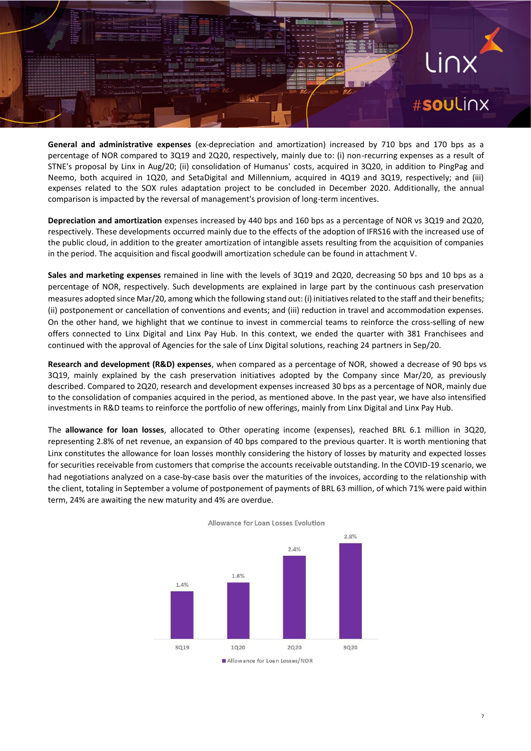**General and administrative expenses** (ex-depreciation and amortization) increased by 710 bps and 170 bps as a percentage of NOR compared to 3Q19 and 2Q20, respectively, mainly due to: (i) non-recurring expenses as a result of STNE's proposal by Linx in Aug/20; (ii) consolidation of Humanus' costs, acquired in 3Q20, in addition to PingPag and Neemo, both acquired in 1Q20, and SetaDigital and Millennium, acquired in 4Q19 and 3Q19, respectively; and (iii) expenses related to the SOX rules adaptation project to be concluded in December 2020. Additionally, the annual comparison is impacted by the reversal of management's provision of long-term incentives.

**Depreciation and amortization** expenses increased by 440 bps and 160 bps as a percentage of NOR vs 3Q19 and 2Q20, respectively. These developments occurred mainly due to the effects of the adoption of IFRS16 with the increased use of the public cloud, in addition to the greater amortization of intangible assets resulting from the acquisition of companies in the period. The acquisition and fiscal goodwill amortization schedule can be found in attachment V.

**Sales and marketing expenses** remained in line with the levels of 3Q19 and 2Q20, decreasing 50 bps and 10 bps as a percentage of NOR, respectively. Such developments are explained in large part by the continuous cash preservation measures adopted since Mar/20, among which the following stand out: (i) initiatives related to the staff and their benefits; (ii) postponement or cancellation of conventions and events; and (iii) reduction in travel and accommodation expenses. On the other hand, we highlight that we continue to invest in commercial teams to reinforce the cross-selling of new offers connected to Linx Digital and Linx Pay Hub. In this context, we ended the quarter with 381 Franchisees and continued with the approval of Agencies for the sale of Linx Digital solutions, reaching 24 partners in Sep/20.

**Research and development (R&D) expenses**, when compared as a percentage of NOR, showed a decrease of 90 bps vs 3Q19, mainly explained by the cash preservation initiatives adopted by the Company since Mar/20, as previously described. Compared to 2Q20, research and development expenses increased 30 bps as a percentage of NOR, mainly due to the consolidation of companies acquired in the period, as mentioned above. In the past year, we have also intensified investments in R&D teams to reinforce the portfolio of new offerings, mainly from Linx Digital and Linx Pay Hub.

The **allowance for loan losses**, allocated to Other operating income (expenses), reached BRL 6.1 million in 3Q20, representing 2.8% of net revenue, an expansion of 40 bps compared to the previous quarter. It is worth mentioning that Linx constitutes the allowance for loan losses monthly considering the history of losses by maturity and expected losses for securities receivable from customers that comprise the accounts receivable outstanding. In the COVID-19 scenario, we had negotiations analyzed on a case-by-case basis over the maturities of the invoices, according to the relationship with the client, totaling in September a volume of postponement of payments of BRL 63 million, of which 71% were paid within term, 24% are awaiting the new maturity and 4% are overdue.

**Allowance for Loan Losses Evolution**

| | 3Q19 | 1Q20 | 2Q20 | 3Q20 |
|---|---|---|---|---|
| Allowance for Loan Losses/NOR | 1.4% | 1.6% | 2.4% | 2.8% |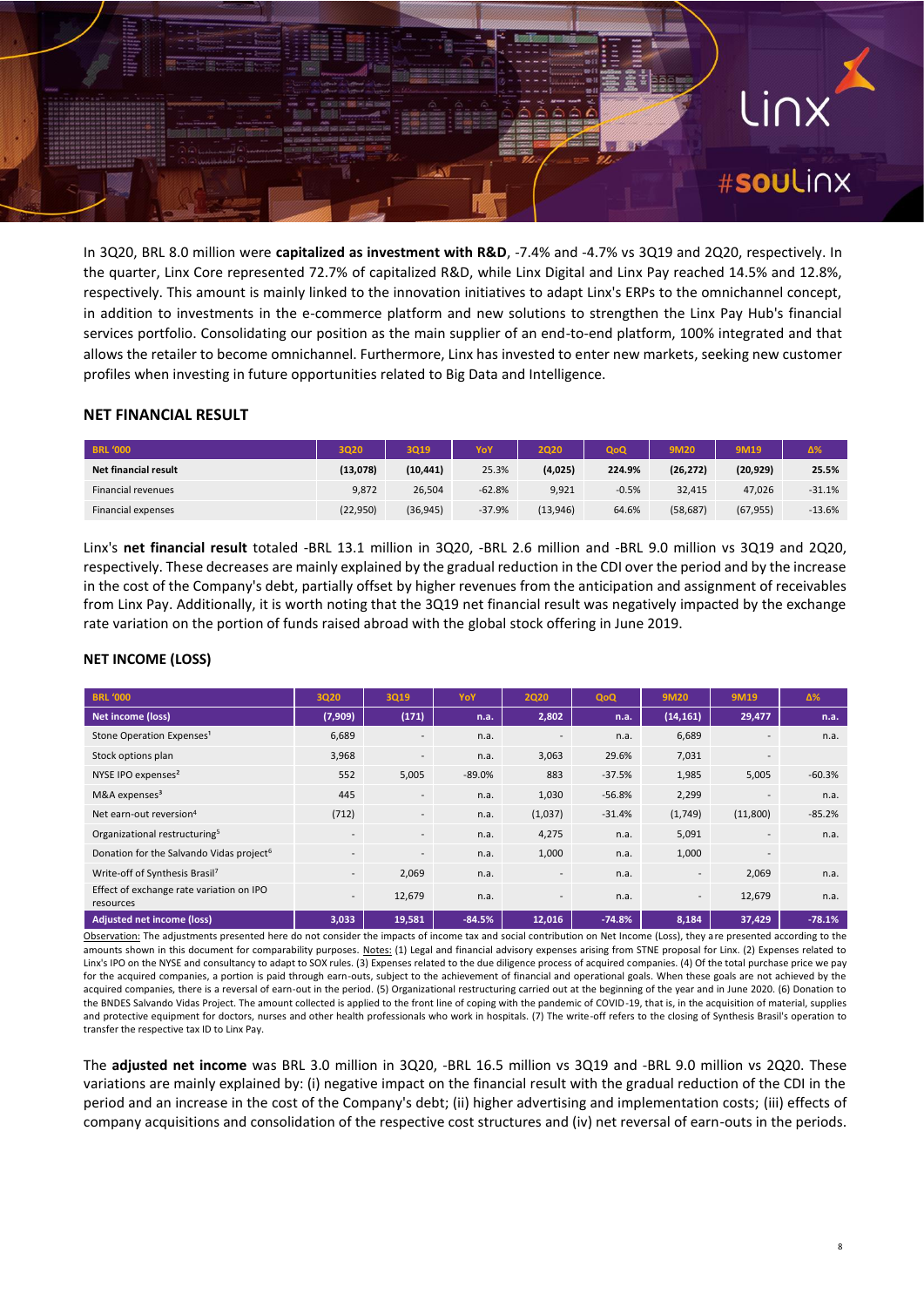In 3Q20, BRL 8.0 million were **capitalized as investment with R&D**, -7.4% and -4.7% vs 3Q19 and 2Q20, respectively. In the quarter, Linx Core represented 72.7% of capitalized R&D, while Linx Digital and Linx Pay reached 14.5% and 12.8%, respectively. This amount is mainly linked to the innovation initiatives to adapt Linx's ERPs to the omnichannel concept, in addition to investments in the e-commerce platform and new solutions to strengthen the Linx Pay Hub's financial services portfolio. Consolidating our position as the main supplier of an end-to-end platform, 100% integrated and that allows the retailer to become omnichannel. Furthermore, Linx has invested to enter new markets, seeking new customer profiles when investing in future opportunities related to Big Data and Intelligence.

## NET FINANCIAL RESULT

| BRL '000 | 3Q20 | 3Q19 | YoY | 2Q20 | QoQ | 9M20 | 9M19 | Δ% |
|---|---|---|---|---|---|---|---|---|
| **Net financial result** | **(13,078)** | **(10,441)** | 25.3% | **(4,025)** | **224.9%** | **(26,272)** | **(20,929)** | **25.5%** |
| Financial revenues | 9,872 | 26,504 | -62.8% | 9,921 | -0.5% | 32,415 | 47,026 | -31.1% |
| Financial expenses | (22,950) | (36,945) | -37.9% | (13,946) | 64.6% | (58,687) | (67,955) | -13.6% |

Linx's **net financial result** totaled -BRL 13.1 million in 3Q20, -BRL 2.6 million and -BRL 9.0 million vs 3Q19 and 2Q20, respectively. These decreases are mainly explained by the gradual reduction in the CDI over the period and by the increase in the cost of the Company's debt, partially offset by higher revenues from the anticipation and assignment of receivables from Linx Pay. Additionally, it is worth noting that the 3Q19 net financial result was negatively impacted by the exchange rate variation on the portion of funds raised abroad with the global stock offering in June 2019.

## NET INCOME (LOSS)

| BRL '000 | 3Q20 | 3Q19 | YoY | 2Q20 | QoQ | 9M20 | 9M19 | Δ% |
|---|---|---|---|---|---|---|---|---|
| **Net income (loss)** | **(7,909)** | **(171)** | **n.a.** | **2,802** | **n.a.** | **(14,161)** | **29,477** | **n.a.** |
| Stone Operation Expenses[1] | 6,689 | - | n.a. | - | n.a. | 6,689 | - | n.a. |
| Stock options plan | 3,968 | - | n.a. | 3,063 | 29.6% | 7,031 | - | |
| NYSE IPO expenses[2] | 552 | 5,005 | -89.0% | 883 | -37.5% | 1,985 | 5,005 | -60.3% |
| M&A expenses[3] | 445 | - | n.a. | 1,030 | -56.8% | 2,299 | - | n.a. |
| Net earn-out reversion[4] | (712) | - | n.a. | (1,037) | -31.4% | (1,749) | (11,800) | -85.2% |
| Organizational restructuring[5] | - | - | n.a. | 4,275 | n.a. | 5,091 | - | n.a. |
| Donation for the Salvando Vidas project[6] | - | - | n.a. | 1,000 | n.a. | 1,000 | - | |
| Write-off of Synthesis Brasil[7] | - | 2,069 | n.a. | - | n.a. | - | 2,069 | n.a. |
| Effect of exchange rate variation on IPO resources | - | 12,679 | n.a. | - | n.a. | - | 12,679 | n.a. |
| **Adjusted net income (loss)** | **3,033** | **19,581** | **-84.5%** | **12,016** | **-74.8%** | **8,184** | **37,429** | **-78.1%** |

Observation: The adjustments presented here do not consider the impacts of income tax and social contribution on Net Income (Loss), they are presented according to the amounts shown in this document for comparability purposes. Notes: (1) Legal and financial advisory expenses arising from STNE proposal for Linx. (2) Expenses related to Linx's IPO on the NYSE and consultancy to adapt to SOX rules. (3) Expenses related to the due diligence process of acquired companies. (4) Of the total purchase price we pay for the acquired companies, a portion is paid through earn-outs, subject to the achievement of financial and operational goals. When these goals are not achieved by the acquired companies, there is a reversal of earn-out in the period. (5) Organizational restructuring carried out at the beginning of the year and in June 2020. (6) Donation to the BNDES Salvando Vidas Project. The amount collected is applied to the front line of coping with the pandemic of COVID-19, that is, in the acquisition of material, supplies and protective equipment for doctors, nurses and other health professionals who work in hospitals. (7) The write-off refers to the closing of Synthesis Brasil's operation to transfer the respective tax ID to Linx Pay.

The **adjusted net income** was BRL 3.0 million in 3Q20, -BRL 16.5 million vs 3Q19 and -BRL 9.0 million vs 2Q20. These variations are mainly explained by: (i) negative impact on the financial result with the gradual reduction of the CDI in the period and an increase in the cost of the Company's debt; (ii) higher advertising and implementation costs; (iii) effects of company acquisitions and consolidation of the respective cost structures and (iv) net reversal of earn-outs in the periods.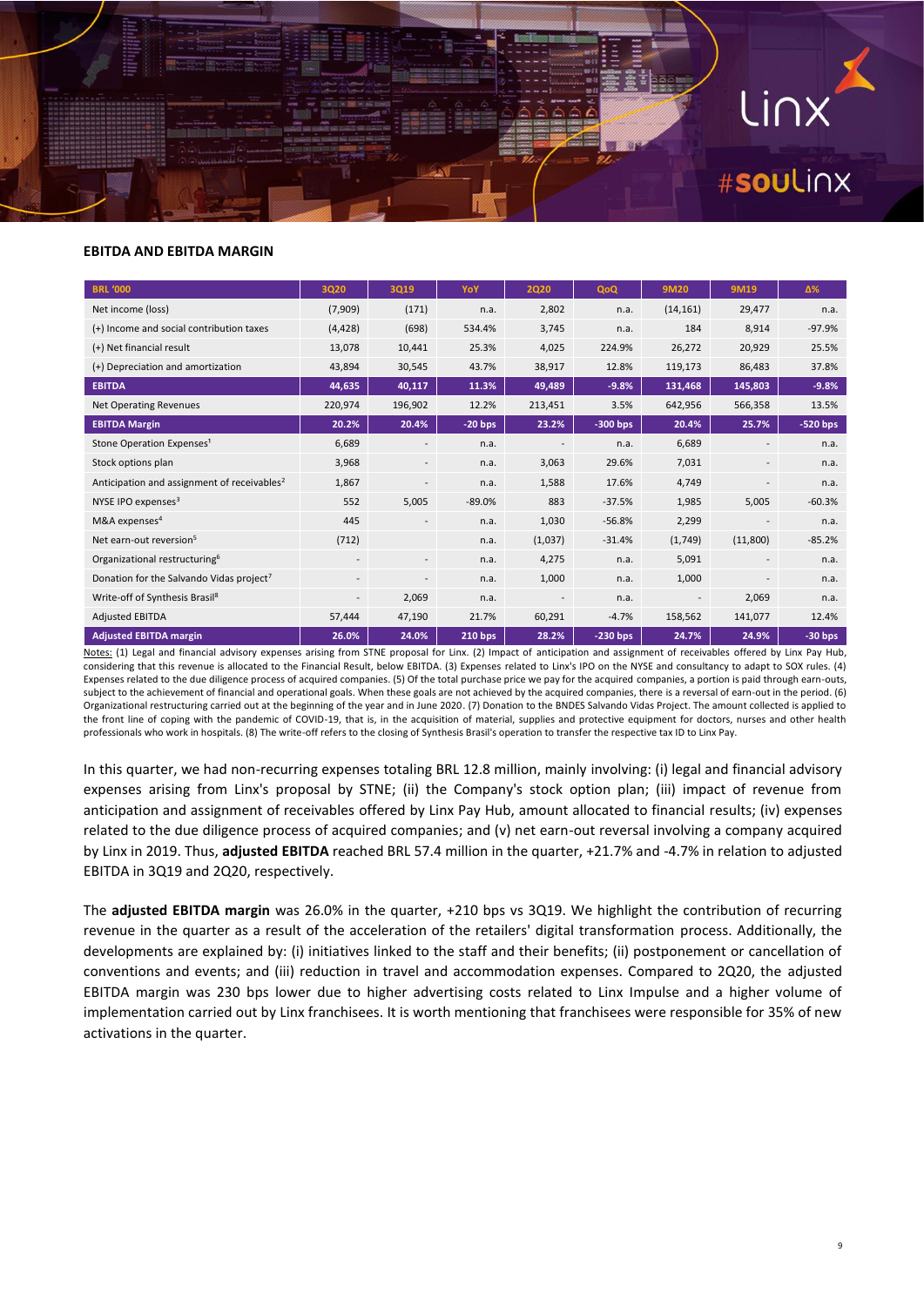## EBITDA AND EBITDA MARGIN

| BRL '000 | 3Q20 | 3Q19 | YoY | 2Q20 | QoQ | 9M20 | 9M19 | Δ% |
|---|---|---|---|---|---|---|---|---|
| Net income (loss) | (7,909) | (171) | n.a. | 2,802 | n.a. | (14,161) | 29,477 | n.a. |
| (+) Income and social contribution taxes | (4,428) | (698) | 534.4% | 3,745 | n.a. | 184 | 8,914 | -97.9% |
| (+) Net financial result | 13,078 | 10,441 | 25.3% | 4,025 | 224.9% | 26,272 | 20,929 | 25.5% |
| (+) Depreciation and amortization | 43,894 | 30,545 | 43.7% | 38,917 | 12.8% | 119,173 | 86,483 | 37.8% |
| **EBITDA** | **44,635** | **40,117** | **11.3%** | **49,489** | **-9.8%** | **131,468** | **145,803** | **-9.8%** |
| Net Operating Revenues | 220,974 | 196,902 | 12.2% | 213,451 | 3.5% | 642,956 | 566,358 | 13.5% |
| **EBITDA Margin** | **20.2%** | **20.4%** | **-20 bps** | **23.2%** | **-300 bps** | **20.4%** | **25.7%** | **-520 bps** |
| Stone Operation Expenses[1] | 6,689 | - | n.a. | - | n.a. | 6,689 | - | n.a. |
| Stock options plan | 3,968 | - | n.a. | 3,063 | 29.6% | 7,031 | - | n.a. |
| Anticipation and assignment of receivables[2] | 1,867 | - | n.a. | 1,588 | 17.6% | 4,749 | - | n.a. |
| NYSE IPO expenses[3] | 552 | 5,005 | -89.0% | 883 | -37.5% | 1,985 | 5,005 | -60.3% |
| M&A expenses[4] | 445 | - | n.a. | 1,030 | -56.8% | 2,299 | - | n.a. |
| Net earn-out reversion[5] | (712) | | n.a. | (1,037) | -31.4% | (1,749) | (11,800) | -85.2% |
| Organizational restructuring[6] | - | - | n.a. | 4,275 | n.a. | 5,091 | - | n.a. |
| Donation for the Salvando Vidas project[7] | - | - | n.a. | 1,000 | n.a. | 1,000 | - | n.a. |
| Write-off of Synthesis Brasil[8] | - | 2,069 | n.a. | - | n.a. | - | 2,069 | n.a. |
| Adjusted EBITDA | 57,444 | 47,190 | 21.7% | 60,291 | -4.7% | 158,562 | 141,077 | 12.4% |
| **Adjusted EBITDA margin** | **26.0%** | **24.0%** | **210 bps** | **28.2%** | **-230 bps** | **24.7%** | **24.9%** | **-30 bps** |

Notes: (1) Legal and financial advisory expenses arising from STNE proposal for Linx. (2) Impact of anticipation and assignment of receivables offered by Linx Pay Hub, considering that this revenue is allocated to the Financial Result, below EBITDA. (3) Expenses related to Linx's IPO on the NYSE and consultancy to adapt to SOX rules. (4) Expenses related to the due diligence process of acquired companies. (5) Of the total purchase price we pay for the acquired companies, a portion is paid through earn-outs, subject to the achievement of financial and operational goals. When these goals are not achieved by the acquired companies, there is a reversal of earn-out in the period. (6) Organizational restructuring carried out at the beginning of the year and in June 2020. (7) Donation to the BNDES Salvando Vidas Project. The amount collected is applied to the front line of coping with the pandemic of COVID-19, that is, in the acquisition of material, supplies and protective equipment for doctors, nurses and other health professionals who work in hospitals. (8) The write-off refers to the closing of Synthesis Brasil's operation to transfer the respective tax ID to Linx Pay.

In this quarter, we had non-recurring expenses totaling BRL 12.8 million, mainly involving: (i) legal and financial advisory expenses arising from Linx's proposal by STNE; (ii) the Company's stock option plan; (iii) impact of revenue from anticipation and assignment of receivables offered by Linx Pay Hub, amount allocated to financial results; (iv) expenses related to the due diligence process of acquired companies; and (v) net earn-out reversal involving a company acquired by Linx in 2019. Thus, **adjusted EBITDA** reached BRL 57.4 million in the quarter, +21.7% and -4.7% in relation to adjusted EBITDA in 3Q19 and 2Q20, respectively.

The **adjusted EBITDA margin** was 26.0% in the quarter, +210 bps vs 3Q19. We highlight the contribution of recurring revenue in the quarter as a result of the acceleration of the retailers' digital transformation process. Additionally, the developments are explained by: (i) initiatives linked to the staff and their benefits; (ii) postponement or cancellation of conventions and events; and (iii) reduction in travel and accommodation expenses. Compared to 2Q20, the adjusted EBITDA margin was 230 bps lower due to higher advertising costs related to Linx Impulse and a higher volume of implementation carried out by Linx franchisees. It is worth mentioning that franchisees were responsible for 35% of new activations in the quarter.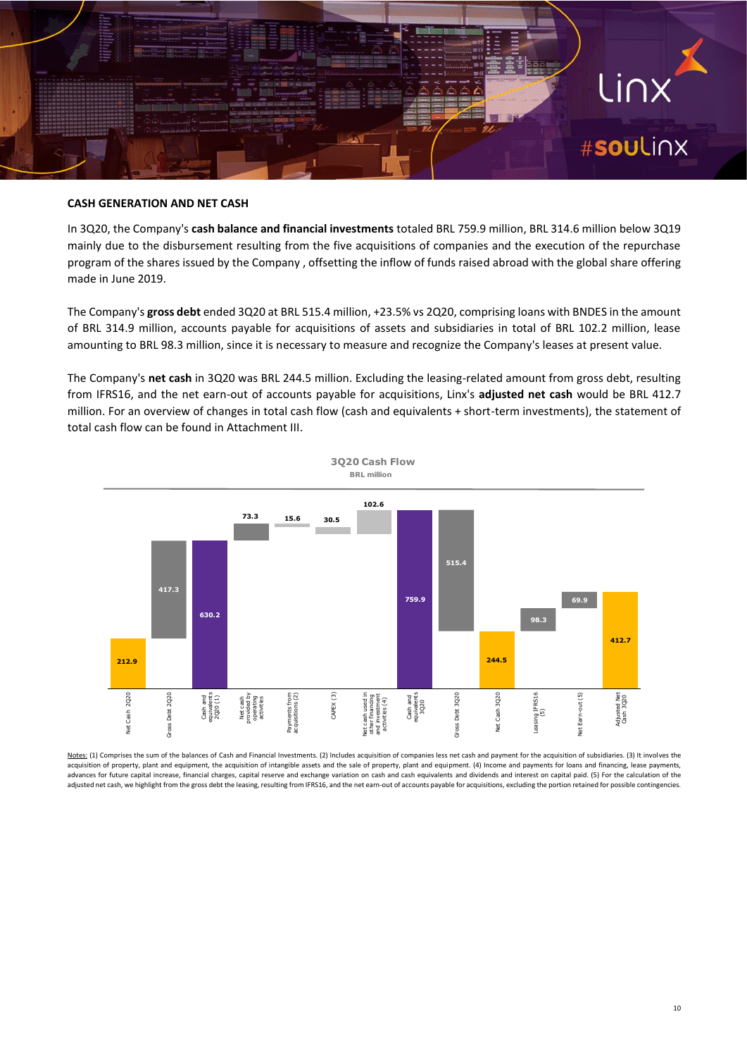**CASH GENERATION AND NET CASH**

In 3Q20, the Company's **cash balance and financial investments** totaled BRL 759.9 million, BRL 314.6 million below 3Q19 mainly due to the disbursement resulting from the five acquisitions of companies and the execution of the repurchase program of the shares issued by the Company , offsetting the inflow of funds raised abroad with the global share offering made in June 2019.

The Company's **gross debt** ended 3Q20 at BRL 515.4 million, +23.5% vs 2Q20, comprising loans with BNDES in the amount of BRL 314.9 million, accounts payable for acquisitions of assets and subsidiaries in total of BRL 102.2 million, lease amounting to BRL 98.3 million, since it is necessary to measure and recognize the Company's leases at present value.

The Company's **net cash** in 3Q20 was BRL 244.5 million. Excluding the leasing-related amount from gross debt, resulting from IFRS16, and the net earn-out of accounts payable for acquisitions, Linx's **adjusted net cash** would be BRL 412.7 million. For an overview of changes in total cash flow (cash and equivalents + short-term investments), the statement of total cash flow can be found in Attachment III.

**3Q20 Cash Flow**
BRL million

| Item | BRL million |
|---|---|
| Net Cash 2Q20 | 212.9 |
| Gross Debt 2Q20 | 417.3 |
| Cash and equivalents 2Q20 (1) | 630.2 |
| Net cash provided by operating activities | 73.3 |
| Payments from acquisitions (2) | 15.6 |
| CAPEX (3) | 30.5 |
| Net cash used in other financing and investment activities (4) | 102.6 |
| Cash and equivalents 3Q20 | 759.9 |
| Gross Debt 3Q20 | 515.4 |
| Net Cash 3Q20 | 244.5 |
| Leasing IFRS16 (5) | 98.3 |
| Net Earn-out (5) | 69.9 |
| Adjusted Net Cash 3Q20 | 412.7 |

Notes: (1) Comprises the sum of the balances of Cash and Financial Investments. (2) Includes acquisition of companies less net cash and payment for the acquisition of subsidiaries. (3) It involves the acquisition of property, plant and equipment, the acquisition of intangible assets and the sale of property, plant and equipment. (4) Income and payments for loans and financing, lease payments, advances for future capital increase, financial charges, capital reserve and exchange variation on cash and cash equivalents and dividends and interest on capital paid. (5) For the calculation of the adjusted net cash, we highlight from the gross debt the leasing, resulting from IFRS16, and the net earn-out of accounts payable for acquisitions, excluding the portion retained for possible contingencies.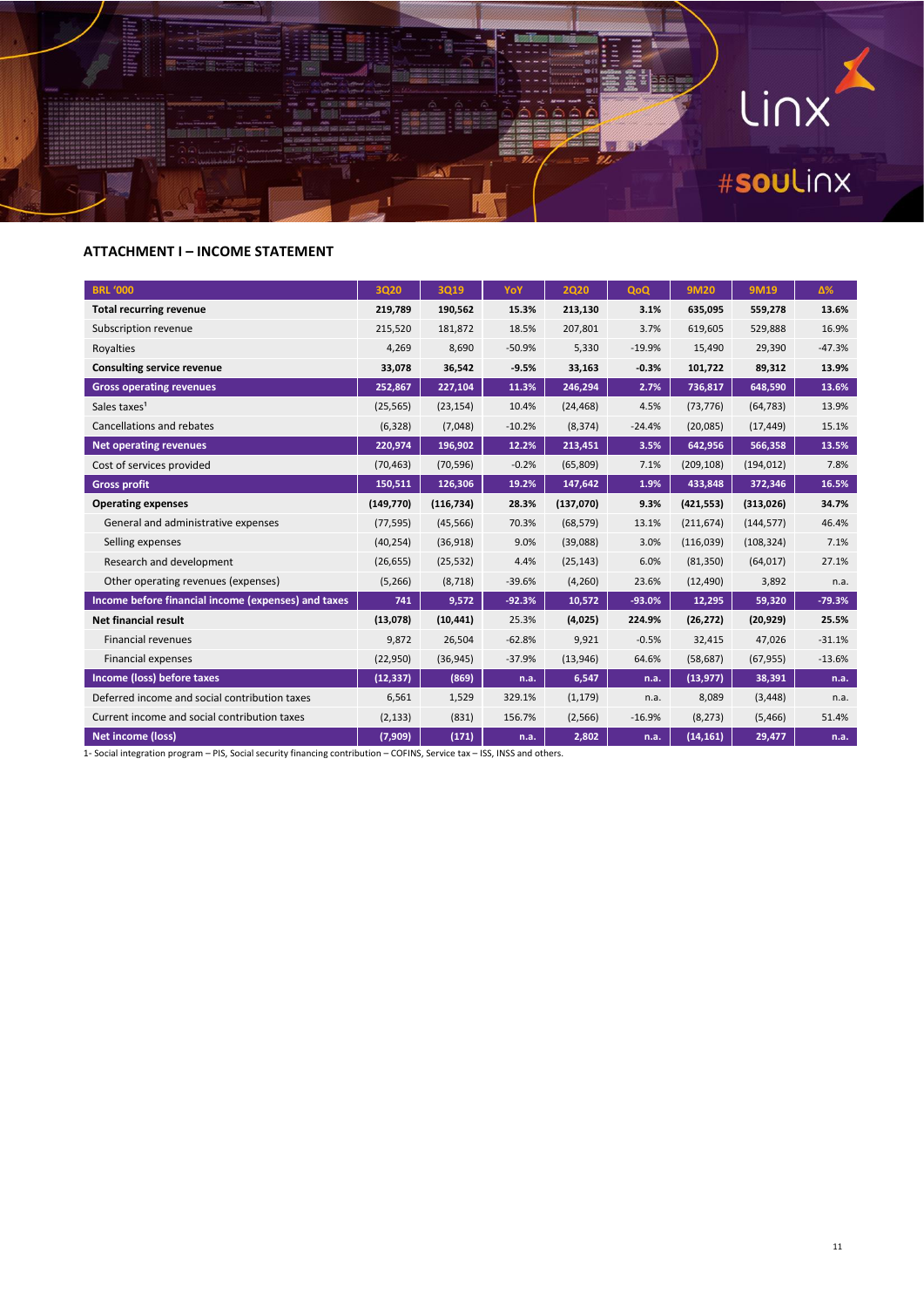### ATTACHMENT I – INCOME STATEMENT

| BRL '000 | 3Q20 | 3Q19 | YoY | 2Q20 | QoQ | 9M20 | 9M19 | Δ% |
|---|---|---|---|---|---|---|---|---|
| **Total recurring revenue** | **219,789** | **190,562** | **15.3%** | **213,130** | **3.1%** | **635,095** | **559,278** | **13.6%** |
| Subscription revenue | 215,520 | 181,872 | 18.5% | 207,801 | 3.7% | 619,605 | 529,888 | 16.9% |
| Royalties | 4,269 | 8,690 | -50.9% | 5,330 | -19.9% | 15,490 | 29,390 | -47.3% |
| **Consulting service revenue** | **33,078** | **36,542** | **-9.5%** | **33,163** | **-0.3%** | **101,722** | **89,312** | **13.9%** |
| **Gross operating revenues** | **252,867** | **227,104** | **11.3%** | **246,294** | **2.7%** | **736,817** | **648,590** | **13.6%** |
| Sales taxes[1] | (25,565) | (23,154) | 10.4% | (24,468) | 4.5% | (73,776) | (64,783) | 13.9% |
| Cancellations and rebates | (6,328) | (7,048) | -10.2% | (8,374) | -24.4% | (20,085) | (17,449) | 15.1% |
| **Net operating revenues** | **220,974** | **196,902** | **12.2%** | **213,451** | **3.5%** | **642,956** | **566,358** | **13.5%** |
| Cost of services provided | (70,463) | (70,596) | -0.2% | (65,809) | 7.1% | (209,108) | (194,012) | 7.8% |
| **Gross profit** | **150,511** | **126,306** | **19.2%** | **147,642** | **1.9%** | **433,848** | **372,346** | **16.5%** |
| **Operating expenses** | **(149,770)** | **(116,734)** | **28.3%** | **(137,070)** | **9.3%** | **(421,553)** | **(313,026)** | **34.7%** |
| General and administrative expenses | (77,595) | (45,566) | 70.3% | (68,579) | 13.1% | (211,674) | (144,577) | 46.4% |
| Selling expenses | (40,254) | (36,918) | 9.0% | (39,088) | 3.0% | (116,039) | (108,324) | 7.1% |
| Research and development | (26,655) | (25,532) | 4.4% | (25,143) | 6.0% | (81,350) | (64,017) | 27.1% |
| Other operating revenues (expenses) | (5,266) | (8,718) | -39.6% | (4,260) | 23.6% | (12,490) | 3,892 | n.a. |
| **Income before financial income (expenses) and taxes** | **741** | **9,572** | **-92.3%** | **10,572** | **-93.0%** | **12,295** | **59,320** | **-79.3%** |
| **Net financial result** | **(13,078)** | **(10,441)** | **25.3%** | **(4,025)** | **224.9%** | **(26,272)** | **(20,929)** | **25.5%** |
| Financial revenues | 9,872 | 26,504 | -62.8% | 9,921 | -0.5% | 32,415 | 47,026 | -31.1% |
| Financial expenses | (22,950) | (36,945) | -37.9% | (13,946) | 64.6% | (58,687) | (67,955) | -13.6% |
| **Income (loss) before taxes** | **(12,337)** | **(869)** | **n.a.** | **6,547** | **n.a.** | **(13,977)** | **38,391** | **n.a.** |
| Deferred income and social contribution taxes | 6,561 | 1,529 | 329.1% | (1,179) | n.a. | 8,089 | (3,448) | n.a. |
| Current income and social contribution taxes | (2,133) | (831) | 156.7% | (2,566) | -16.9% | (8,273) | (5,466) | 51.4% |
| **Net income (loss)** | **(7,909)** | **(171)** | **n.a.** | **2,802** | **n.a.** | **(14,161)** | **29,477** | **n.a.** |

1- Social integration program – PIS, Social security financing contribution – COFINS, Service tax – ISS, INSS and others.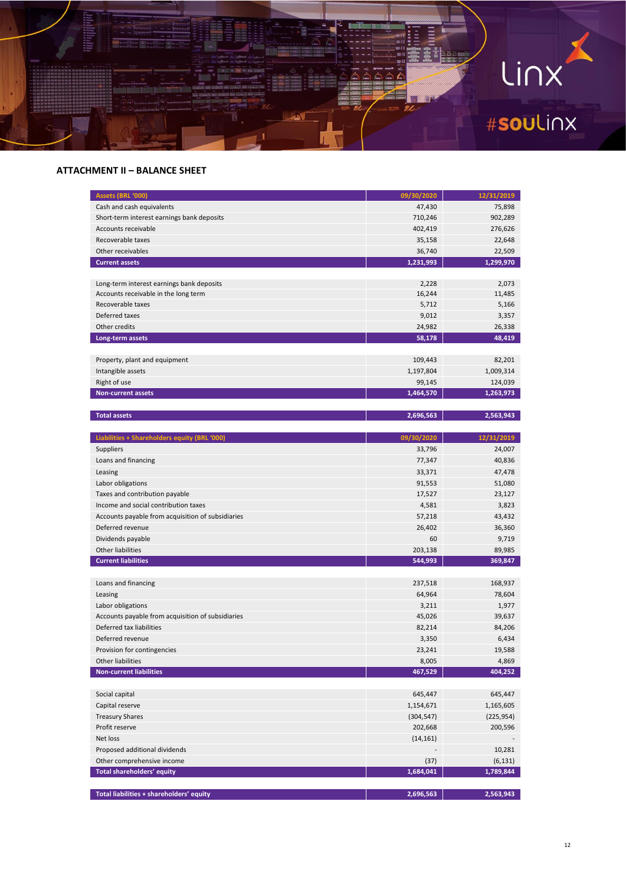## ATTACHMENT II – BALANCE SHEET

| Assets (BRL '000) | 09/30/2020 | 12/31/2019 |
|---|---|---|
| Cash and cash equivalents | 47,430 | 75,898 |
| Short-term interest earnings bank deposits | 710,246 | 902,289 |
| Accounts receivable | 402,419 | 276,626 |
| Recoverable taxes | 35,158 | 22,648 |
| Other receivables | 36,740 | 22,509 |
| **Current assets** | **1,231,993** | **1,299,970** |
| | | |
| Long-term interest earnings bank deposits | 2,228 | 2,073 |
| Accounts receivable in the long term | 16,244 | 11,485 |
| Recoverable taxes | 5,712 | 5,166 |
| Deferred taxes | 9,012 | 3,357 |
| Other credits | 24,982 | 26,338 |
| **Long-term assets** | **58,178** | **48,419** |
| | | |
| Property, plant and equipment | 109,443 | 82,201 |
| Intangible assets | 1,197,804 | 1,009,314 |
| Right of use | 99,145 | 124,039 |
| **Non-current assets** | **1,464,570** | **1,263,973** |
| | | |
| **Total assets** | **2,696,563** | **2,563,943** |

| Liabilities + Shareholders equity (BRL '000) | 09/30/2020 | 12/31/2019 |
|---|---|---|
| Suppliers | 33,796 | 24,007 |
| Loans and financing | 77,347 | 40,836 |
| Leasing | 33,371 | 47,478 |
| Labor obligations | 91,553 | 51,080 |
| Taxes and contribution payable | 17,527 | 23,127 |
| Income and social contribution taxes | 4,581 | 3,823 |
| Accounts payable from acquisition of subsidiaries | 57,218 | 43,432 |
| Deferred revenue | 26,402 | 36,360 |
| Dividends payable | 60 | 9,719 |
| Other liabilities | 203,138 | 89,985 |
| **Current liabilities** | **544,993** | **369,847** |
| | | |
| Loans and financing | 237,518 | 168,937 |
| Leasing | 64,964 | 78,604 |
| Labor obligations | 3,211 | 1,977 |
| Accounts payable from acquisition of subsidiaries | 45,026 | 39,637 |
| Deferred tax liabilities | 82,214 | 84,206 |
| Deferred revenue | 3,350 | 6,434 |
| Provision for contingencies | 23,241 | 19,588 |
| Other liabilities | 8,005 | 4,869 |
| **Non-current liabilities** | **467,529** | **404,252** |
| | | |
| Social capital | 645,447 | 645,447 |
| Capital reserve | 1,154,671 | 1,165,605 |
| Treasury Shares | (304,547) | (225,954) |
| Profit reserve | 202,668 | 200,596 |
| Net loss | (14,161) | - |
| Proposed additional dividends | - | 10,281 |
| Other comprehensive income | (37) | (6,131) |
| **Total shareholders' equity** | **1,684,041** | **1,789,844** |
| | | |
| **Total liabilities + shareholders' equity** | **2,696,563** | **2,563,943** |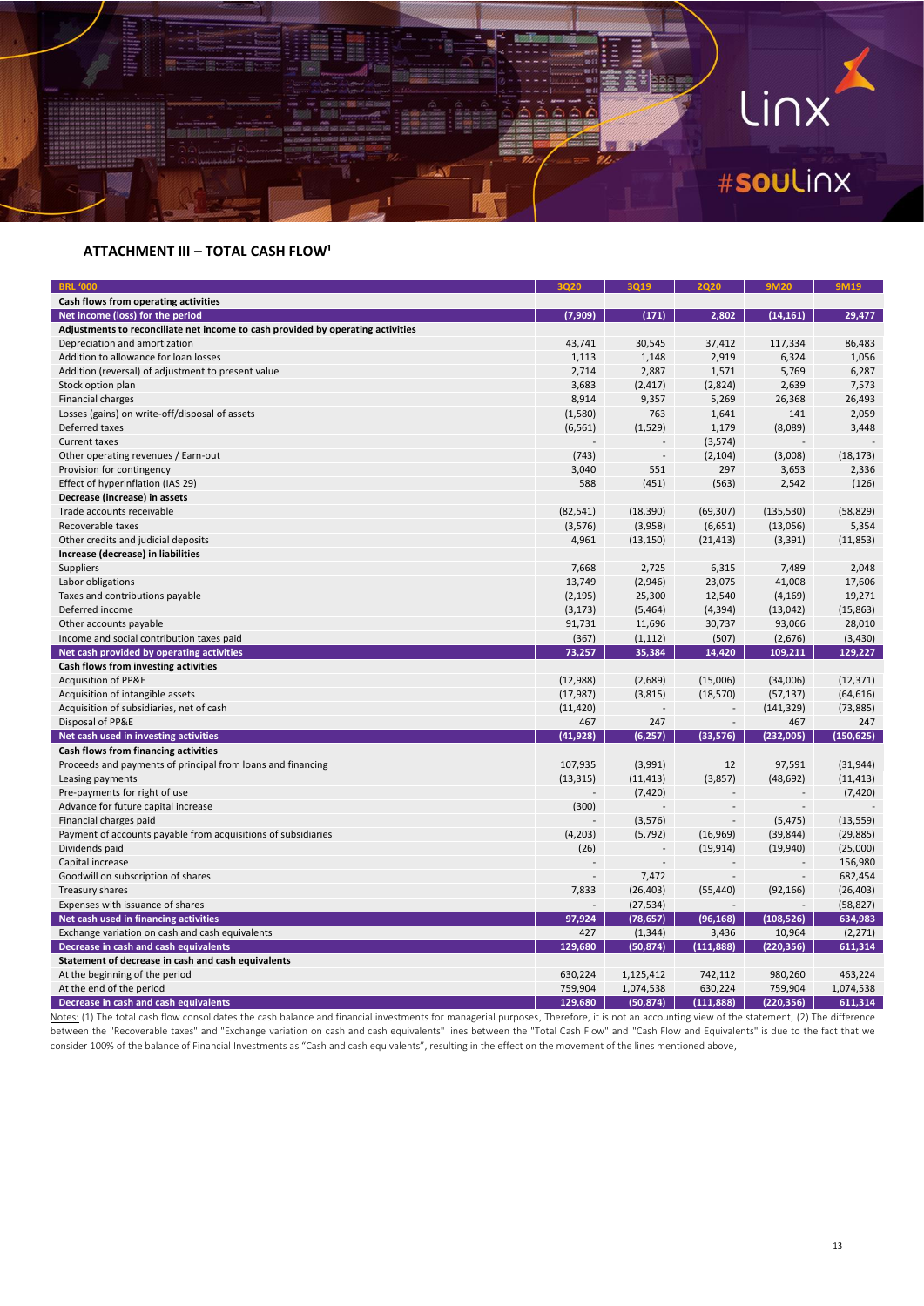## ATTACHMENT III – TOTAL CASH FLOW[1]

| BRL '000 | 3Q20 | 3Q19 | 2Q20 | 9M20 | 9M19 |
|---|---|---|---|---|---|
| **Cash flows from operating activities** | | | | | |
| **Net income (loss) for the period** | **(7,909)** | **(171)** | **2,802** | **(14,161)** | **29,477** |
| **Adjustments to reconciliate net income to cash provided by operating activities** | | | | | |
| Depreciation and amortization | 43,741 | 30,545 | 37,412 | 117,334 | 86,483 |
| Addition to allowance for loan losses | 1,113 | 1,148 | 2,919 | 6,324 | 1,056 |
| Addition (reversal) of adjustment to present value | 2,714 | 2,887 | 1,571 | 5,769 | 6,287 |
| Stock option plan | 3,683 | (2,417) | (2,824) | 2,639 | 7,573 |
| Financial charges | 8,914 | 9,357 | 5,269 | 26,368 | 26,493 |
| Losses (gains) on write-off/disposal of assets | (1,580) | 763 | 1,641 | 141 | 2,059 |
| Deferred taxes | (6,561) | (1,529) | 1,179 | (8,089) | 3,448 |
| Current taxes | - | - | (3,574) | - | - |
| Other operating revenues / Earn-out | (743) | - | (2,104) | (3,008) | (18,173) |
| Provision for contingency | 3,040 | 551 | 297 | 3,653 | 2,336 |
| Effect of hyperinflation (IAS 29) | 588 | (451) | (563) | 2,542 | (126) |
| **Decrease (increase) in assets** | | | | | |
| Trade accounts receivable | (82,541) | (18,390) | (69,307) | (135,530) | (58,829) |
| Recoverable taxes | (3,576) | (3,958) | (6,651) | (13,056) | 5,354 |
| Other credits and judicial deposits | 4,961 | (13,150) | (21,413) | (3,391) | (11,853) |
| **Increase (decrease) in liabilities** | | | | | |
| Suppliers | 7,668 | 2,725 | 6,315 | 7,489 | 2,048 |
| Labor obligations | 13,749 | (2,946) | 23,075 | 41,008 | 17,606 |
| Taxes and contributions payable | (2,195) | 25,300 | 12,540 | (4,169) | 19,271 |
| Deferred income | (3,173) | (5,464) | (4,394) | (13,042) | (15,863) |
| Other accounts payable | 91,731 | 11,696 | 30,737 | 93,066 | 28,010 |
| Income and social contribution taxes paid | (367) | (1,112) | (507) | (2,676) | (3,430) |
| **Net cash provided by operating activities** | **73,257** | **35,384** | **14,420** | **109,211** | **129,227** |
| **Cash flows from investing activities** | | | | | |
| Acquisition of PP&E | (12,988) | (2,689) | (15,006) | (34,006) | (12,371) |
| Acquisition of intangible assets | (17,987) | (3,815) | (18,570) | (57,137) | (64,616) |
| Acquisition of subsidiaries, net of cash | (11,420) | - | - | (141,329) | (73,885) |
| Disposal of PP&E | 467 | 247 | - | 467 | 247 |
| **Net cash used in investing activities** | **(41,928)** | **(6,257)** | **(33,576)** | **(232,005)** | **(150,625)** |
| **Cash flows from financing activities** | | | | | |
| Proceeds and payments of principal from loans and financing | 107,935 | (3,991) | 12 | 97,591 | (31,944) |
| Leasing payments | (13,315) | (11,413) | (3,857) | (48,692) | (11,413) |
| Pre-payments for right of use | - | (7,420) | - | - | (7,420) |
| Advance for future capital increase | (300) | - | - | - | - |
| Financial charges paid | - | (3,576) | - | (5,475) | (13,559) |
| Payment of accounts payable from acquisitions of subsidiaries | (4,203) | (5,792) | (16,969) | (39,844) | (29,885) |
| Dividends paid | (26) | - | (19,914) | (19,940) | (25,000) |
| Capital increase | - | - | - | - | 156,980 |
| Goodwill on subscription of shares | - | 7,472 | - | - | 682,454 |
| Treasury shares | 7,833 | (26,403) | (55,440) | (92,166) | (26,403) |
| Expenses with issuance of shares | - | (27,534) | - | - | (58,827) |
| **Net cash used in financing activities** | **97,924** | **(78,657)** | **(96,168)** | **(108,526)** | **634,983** |
| Exchange variation on cash and cash equivalents | 427 | (1,344) | 3,436 | 10,964 | (2,271) |
| **Decrease in cash and cash equivalents** | **129,680** | **(50,874)** | **(111,888)** | **(220,356)** | **611,314** |
| **Statement of decrease in cash and cash equivalents** | | | | | |
| At the beginning of the period | 630,224 | 1,125,412 | 742,112 | 980,260 | 463,224 |
| At the end of the period | 759,904 | 1,074,538 | 630,224 | 759,904 | 1,074,538 |
| **Decrease in cash and cash equivalents** | **129,680** | **(50,874)** | **(111,888)** | **(220,356)** | **611,314** |

Notes: (1) The total cash flow consolidates the cash balance and financial investments for managerial purposes, Therefore, it is not an accounting view of the statement, (2) The difference between the "Recoverable taxes" and "Exchange variation on cash and cash equivalents" lines between the "Total Cash Flow" and "Cash Flow and Equivalents" is due to the fact that we consider 100% of the balance of Financial Investments as "Cash and cash equivalents", resulting in the effect on the movement of the lines mentioned above,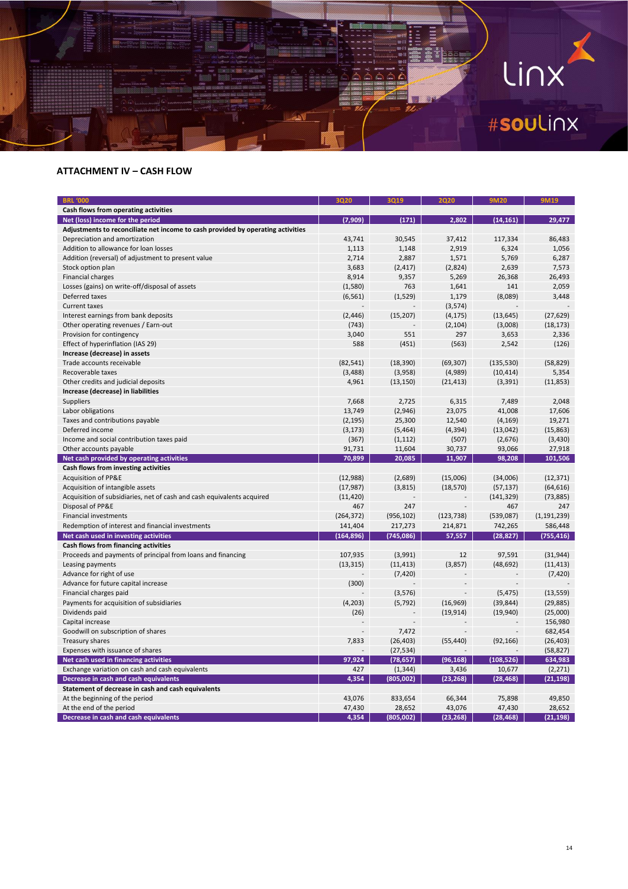## ATTACHMENT IV – CASH FLOW

| BRL '000 | 3Q20 | 3Q19 | 2Q20 | 9M20 | 9M19 |
|---|---|---|---|---|---|
| **Cash flows from operating activities** | | | | | |
| **Net (loss) income for the period** | **(7,909)** | **(171)** | **2,802** | **(14,161)** | **29,477** |
| **Adjustments to reconciliate net income to cash provided by operating activities** | | | | | |
| Depreciation and amortization | 43,741 | 30,545 | 37,412 | 117,334 | 86,483 |
| Addition to allowance for loan losses | 1,113 | 1,148 | 2,919 | 6,324 | 1,056 |
| Addition (reversal) of adjustment to present value | 2,714 | 2,887 | 1,571 | 5,769 | 6,287 |
| Stock option plan | 3,683 | (2,417) | (2,824) | 2,639 | 7,573 |
| Financial charges | 8,914 | 9,357 | 5,269 | 26,368 | 26,493 |
| Losses (gains) on write-off/disposal of assets | (1,580) | 763 | 1,641 | 141 | 2,059 |
| Deferred taxes | (6,561) | (1,529) | 1,179 | (8,089) | 3,448 |
| Current taxes | - | - | (3,574) | - | - |
| Interest earnings from bank deposits | (2,446) | (15,207) | (4,175) | (13,645) | (27,629) |
| Other operating revenues / Earn-out | (743) | - | (2,104) | (3,008) | (18,173) |
| Provision for contingency | 3,040 | 551 | 297 | 3,653 | 2,336 |
| Effect of hyperinflation (IAS 29) | 588 | (451) | (563) | 2,542 | (126) |
| **Increase (decrease) in assets** | | | | | |
| Trade accounts receivable | (82,541) | (18,390) | (69,307) | (135,530) | (58,829) |
| Recoverable taxes | (3,488) | (3,958) | (4,989) | (10,414) | 5,354 |
| Other credits and judicial deposits | 4,961 | (13,150) | (21,413) | (3,391) | (11,853) |
| **Increase (decrease) in liabilities** | | | | | |
| Suppliers | 7,668 | 2,725 | 6,315 | 7,489 | 2,048 |
| Labor obligations | 13,749 | (2,946) | 23,075 | 41,008 | 17,606 |
| Taxes and contributions payable | (2,195) | 25,300 | 12,540 | (4,169) | 19,271 |
| Deferred income | (3,173) | (5,464) | (4,394) | (13,042) | (15,863) |
| Income and social contribution taxes paid | (367) | (1,112) | (507) | (2,676) | (3,430) |
| Other accounts payable | 91,731 | 11,604 | 30,737 | 93,066 | 27,918 |
| **Net cash provided by operating activities** | **70,899** | **20,085** | **11,907** | **98,208** | **101,506** |
| **Cash flows from investing activities** | | | | | |
| Acquisition of PP&E | (12,988) | (2,689) | (15,006) | (34,006) | (12,371) |
| Acquisition of intangible assets | (17,987) | (3,815) | (18,570) | (57,137) | (64,616) |
| Acquisition of subsidiaries, net of cash and cash equivalents acquired | (11,420) | - | - | (141,329) | (73,885) |
| Disposal of PP&E | 467 | 247 | - | 467 | 247 |
| Financial investments | (264,372) | (956,102) | (123,738) | (539,087) | (1,191,239) |
| Redemption of interest and financial investments | 141,404 | 217,273 | 214,871 | 742,265 | 586,448 |
| **Net cash used in investing activities** | **(164,896)** | **(745,086)** | **57,557** | **(28,827)** | **(755,416)** |
| **Cash flows from financing activities** | | | | | |
| Proceeds and payments of principal from loans and financing | 107,935 | (3,991) | 12 | 97,591 | (31,944) |
| Leasing payments | (13,315) | (11,413) | (3,857) | (48,692) | (11,413) |
| Advance for right of use | - | (7,420) | - | - | (7,420) |
| Advance for future capital increase | (300) | - | - | - | - |
| Financial charges paid | - | (3,576) | - | (5,475) | (13,559) |
| Payments for acquisition of subsidiaries | (4,203) | (5,792) | (16,969) | (39,844) | (29,885) |
| Dividends paid | (26) | - | (19,914) | (19,940) | (25,000) |
| Capital increase | - | - | - | - | 156,980 |
| Goodwill on subscription of shares | - | 7,472 | - | - | 682,454 |
| Treasury shares | 7,833 | (26,403) | (55,440) | (92,166) | (26,403) |
| Expenses with issuance of shares | - | (27,534) | - | - | (58,827) |
| **Net cash used in financing activities** | **97,924** | **(78,657)** | **(96,168)** | **(108,526)** | **634,983** |
| Exchange variation on cash and cash equivalents | 427 | (1,344) | 3,436 | 10,677 | (2,271) |
| **Decrease in cash and cash equivalents** | **4,354** | **(805,002)** | **(23,268)** | **(28,468)** | **(21,198)** |
| **Statement of decrease in cash and cash equivalents** | | | | | |
| At the beginning of the period | 43,076 | 833,654 | 66,344 | 75,898 | 49,850 |
| At the end of the period | 47,430 | 28,652 | 43,076 | 47,430 | 28,652 |
| **Decrease in cash and cash equivalents** | **4,354** | **(805,002)** | **(23,268)** | **(28,468)** | **(21,198)** |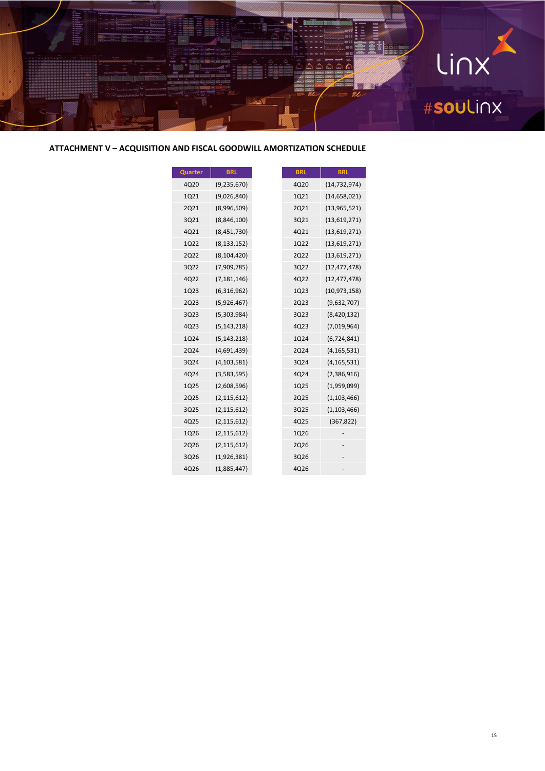**ATTACHMENT V – ACQUISITION AND FISCAL GOODWILL AMORTIZATION SCHEDULE**

| Quarter | BRL |
|---|---|
| 4Q20 | (9,235,670) |
| 1Q21 | (9,026,840) |
| 2Q21 | (8,996,509) |
| 3Q21 | (8,846,100) |
| 4Q21 | (8,451,730) |
| 1Q22 | (8,133,152) |
| 2Q22 | (8,104,420) |
| 3Q22 | (7,909,785) |
| 4Q22 | (7,181,146) |
| 1Q23 | (6,316,962) |
| 2Q23 | (5,926,467) |
| 3Q23 | (5,303,984) |
| 4Q23 | (5,143,218) |
| 1Q24 | (5,143,218) |
| 2Q24 | (4,691,439) |
| 3Q24 | (4,103,581) |
| 4Q24 | (3,583,595) |
| 1Q25 | (2,608,596) |
| 2Q25 | (2,115,612) |
| 3Q25 | (2,115,612) |
| 4Q25 | (2,115,612) |
| 1Q26 | (2,115,612) |
| 2Q26 | (2,115,612) |
| 3Q26 | (1,926,381) |
| 4Q26 | (1,885,447) |

| BRL | BRL |
|---|---|
| 4Q20 | (14,732,974) |
| 1Q21 | (14,658,021) |
| 2Q21 | (13,965,521) |
| 3Q21 | (13,619,271) |
| 4Q21 | (13,619,271) |
| 1Q22 | (13,619,271) |
| 2Q22 | (13,619,271) |
| 3Q22 | (12,477,478) |
| 4Q22 | (12,477,478) |
| 1Q23 | (10,973,158) |
| 2Q23 | (9,632,707) |
| 3Q23 | (8,420,132) |
| 4Q23 | (7,019,964) |
| 1Q24 | (6,724,841) |
| 2Q24 | (4,165,531) |
| 3Q24 | (4,165,531) |
| 4Q24 | (2,386,916) |
| 1Q25 | (1,959,099) |
| 2Q25 | (1,103,466) |
| 3Q25 | (1,103,466) |
| 4Q25 | (367,822) |
| 1Q26 | - |
| 2Q26 | - |
| 3Q26 | - |
| 4Q26 | - |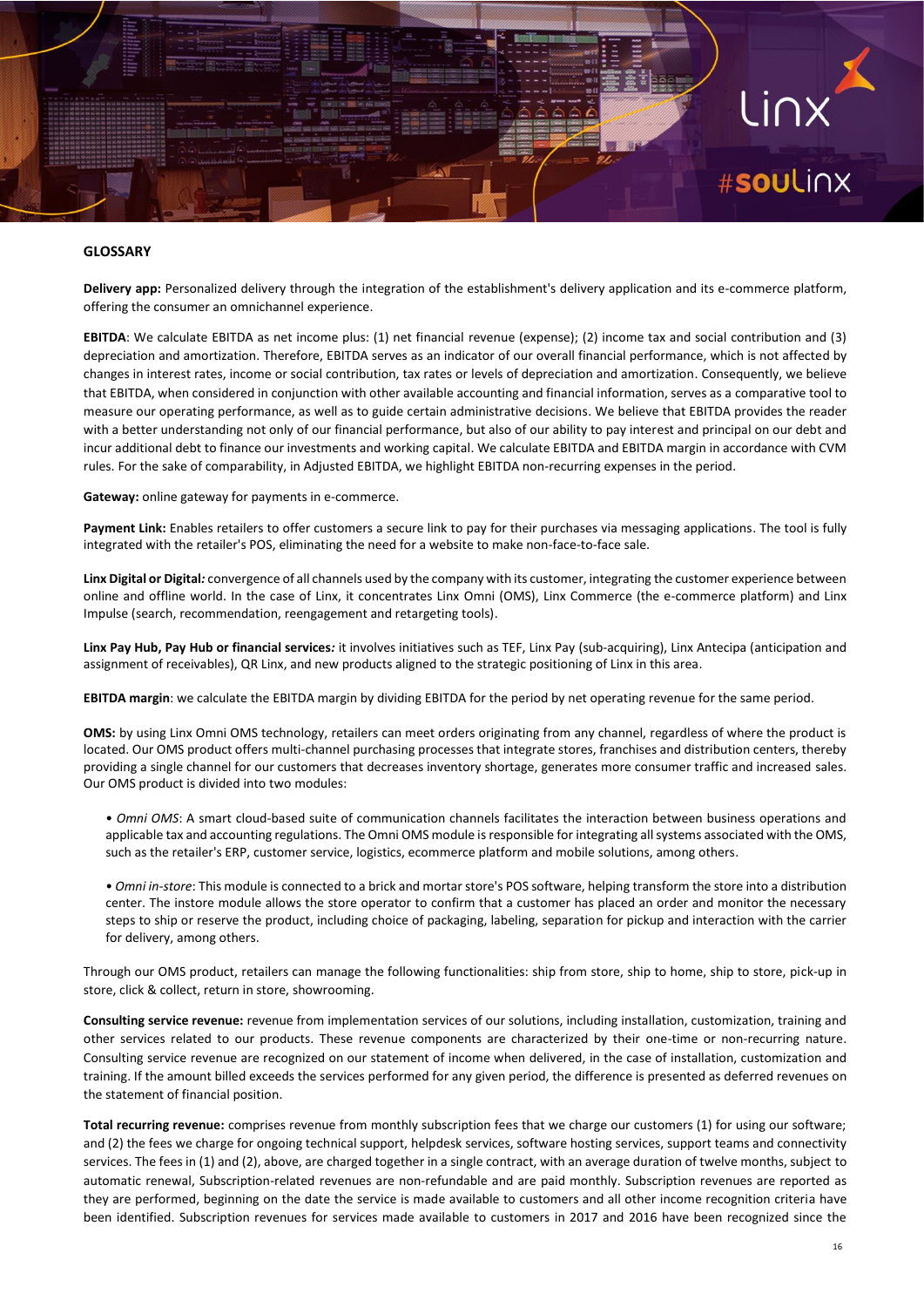## GLOSSARY

**Delivery app:** Personalized delivery through the integration of the establishment's delivery application and its e-commerce platform, offering the consumer an omnichannel experience.

**EBITDA**: We calculate EBITDA as net income plus: (1) net financial revenue (expense); (2) income tax and social contribution and (3) depreciation and amortization. Therefore, EBITDA serves as an indicator of our overall financial performance, which is not affected by changes in interest rates, income or social contribution, tax rates or levels of depreciation and amortization. Consequently, we believe that EBITDA, when considered in conjunction with other available accounting and financial information, serves as a comparative tool to measure our operating performance, as well as to guide certain administrative decisions. We believe that EBITDA provides the reader with a better understanding not only of our financial performance, but also of our ability to pay interest and principal on our debt and incur additional debt to finance our investments and working capital. We calculate EBITDA and EBITDA margin in accordance with CVM rules. For the sake of comparability, in Adjusted EBITDA, we highlight EBITDA non-recurring expenses in the period.

**Gateway:** online gateway for payments in e-commerce.

**Payment Link:** Enables retailers to offer customers a secure link to pay for their purchases via messaging applications. The tool is fully integrated with the retailer's POS, eliminating the need for a website to make non-face-to-face sale.

**Linx Digital or Digital***:* convergence of all channels used by the company with its customer, integrating the customer experience between online and offline world. In the case of Linx, it concentrates Linx Omni (OMS), Linx Commerce (the e-commerce platform) and Linx Impulse (search, recommendation, reengagement and retargeting tools).

**Linx Pay Hub, Pay Hub or financial services***:* it involves initiatives such as TEF, Linx Pay (sub-acquiring), Linx Antecipa (anticipation and assignment of receivables), QR Linx, and new products aligned to the strategic positioning of Linx in this area.

**EBITDA margin**: we calculate the EBITDA margin by dividing EBITDA for the period by net operating revenue for the same period.

**OMS:** by using Linx Omni OMS technology, retailers can meet orders originating from any channel, regardless of where the product is located. Our OMS product offers multi-channel purchasing processes that integrate stores, franchises and distribution centers, thereby providing a single channel for our customers that decreases inventory shortage, generates more consumer traffic and increased sales. Our OMS product is divided into two modules:

- *Omni OMS*: A smart cloud-based suite of communication channels facilitates the interaction between business operations and applicable tax and accounting regulations. The Omni OMS module is responsible for integrating all systems associated with the OMS, such as the retailer's ERP, customer service, logistics, ecommerce platform and mobile solutions, among others.

- *Omni in-store*: This module is connected to a brick and mortar store's POS software, helping transform the store into a distribution center. The instore module allows the store operator to confirm that a customer has placed an order and monitor the necessary steps to ship or reserve the product, including choice of packaging, labeling, separation for pickup and interaction with the carrier for delivery, among others.

Through our OMS product, retailers can manage the following functionalities: ship from store, ship to home, ship to store, pick-up in store, click & collect, return in store, showrooming.

**Consulting service revenue:** revenue from implementation services of our solutions, including installation, customization, training and other services related to our products. These revenue components are characterized by their one-time or non-recurring nature. Consulting service revenue are recognized on our statement of income when delivered, in the case of installation, customization and training. If the amount billed exceeds the services performed for any given period, the difference is presented as deferred revenues on the statement of financial position.

**Total recurring revenue:** comprises revenue from monthly subscription fees that we charge our customers (1) for using our software; and (2) the fees we charge for ongoing technical support, helpdesk services, software hosting services, support teams and connectivity services. The fees in (1) and (2), above, are charged together in a single contract, with an average duration of twelve months, subject to automatic renewal, Subscription-related revenues are non-refundable and are paid monthly. Subscription revenues are reported as they are performed, beginning on the date the service is made available to customers and all other income recognition criteria have been identified. Subscription revenues for services made available to customers in 2017 and 2016 have been recognized since the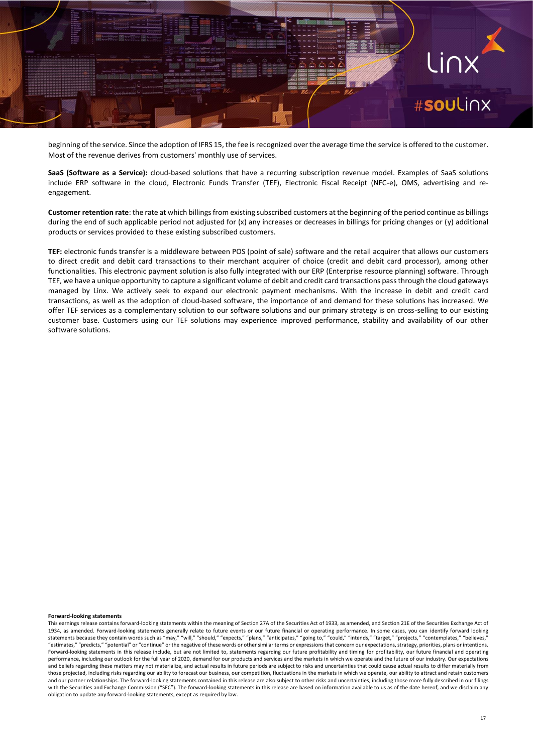beginning of the service. Since the adoption of IFRS 15, the fee is recognized over the average time the service is offered to the customer. Most of the revenue derives from customers' monthly use of services.

**SaaS (Software as a Service):** cloud-based solutions that have a recurring subscription revenue model. Examples of SaaS solutions include ERP software in the cloud, Electronic Funds Transfer (TEF), Electronic Fiscal Receipt (NFC-e), OMS, advertising and re-engagement.

**Customer retention rate**: the rate at which billings from existing subscribed customers at the beginning of the period continue as billings during the end of such applicable period not adjusted for (x) any increases or decreases in billings for pricing changes or (y) additional products or services provided to these existing subscribed customers.

**TEF:** electronic funds transfer is a middleware between POS (point of sale) software and the retail acquirer that allows our customers to direct credit and debit card transactions to their merchant acquirer of choice (credit and debit card processor), among other functionalities. This electronic payment solution is also fully integrated with our ERP (Enterprise resource planning) software. Through TEF, we have a unique opportunity to capture a significant volume of debit and credit card transactions pass through the cloud gateways managed by Linx. We actively seek to expand our electronic payment mechanisms. With the increase in debit and credit card transactions, as well as the adoption of cloud-based software, the importance of and demand for these solutions has increased. We offer TEF services as a complementary solution to our software solutions and our primary strategy is on cross-selling to our existing customer base. Customers using our TEF solutions may experience improved performance, stability and availability of our other software solutions.

**Forward-looking statements**

This earnings release contains forward-looking statements within the meaning of Section 27A of the Securities Act of 1933, as amended, and Section 21E of the Securities Exchange Act of 1934, as amended. Forward-looking statements generally relate to future events or our future financial or operating performance. In some cases, you can identify forward looking statements because they contain words such as "may," "will," "should," "expects," "plans," "anticipates," "going to," "could," "intends," "target," "projects," "contemplates," "believes," "estimates," "predicts," "potential" or "continue" or the negative of these words or other similar terms or expressions that concern our expectations, strategy, priorities, plans or intentions. Forward-looking statements in this release include, but are not limited to, statements regarding our future profitability and timing for profitability, our future financial and operating performance, including our outlook for the full year of 2020, demand for our products and services and the markets in which we operate and the future of our industry. Our expectations and beliefs regarding these matters may not materialize, and actual results in future periods are subject to risks and uncertainties that could cause actual results to differ materially from those projected, including risks regarding our ability to forecast our business, our competition, fluctuations in the markets in which we operate, our ability to attract and retain customers and our partner relationships. The forward-looking statements contained in this release are also subject to other risks and uncertainties, including those more fully described in our filings with the Securities and Exchange Commission ("SEC"). The forward-looking statements in this release are based on information available to us as of the date hereof, and we disclaim any obligation to update any forward-looking statements, except as required by law.